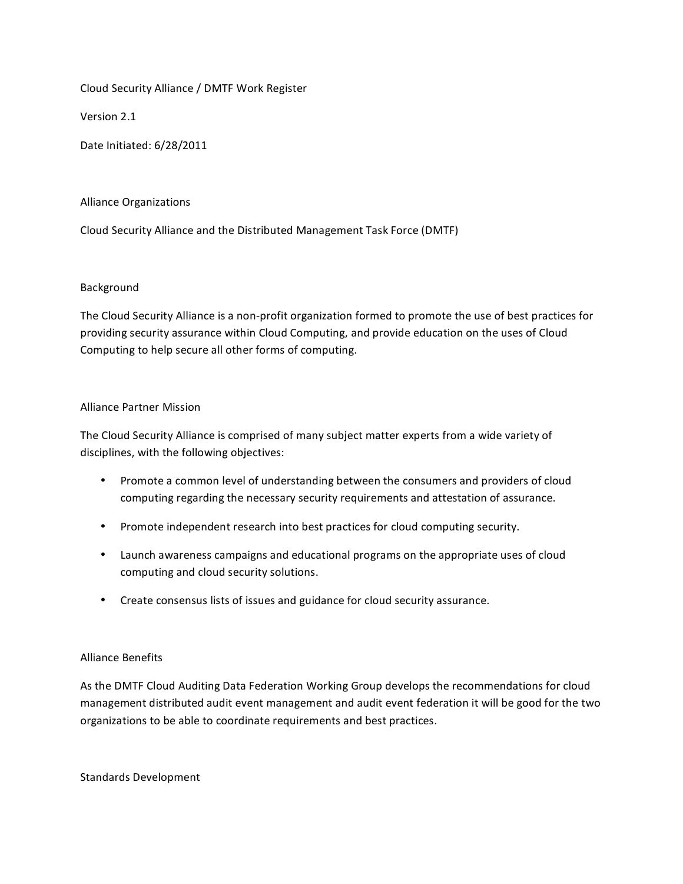Cloud Security Alliance / DMTF Work Register

Version 2.1

Date Initiated: 6/28/2011

## Alliance Organizations

Cloud Security Alliance and the Distributed Management Task Force (DMTF)

## Background

The Cloud Security Alliance is a non-profit organization formed to promote the use of best practices for providing security assurance within Cloud Computing, and provide education on the uses of Cloud Computing to help secure all other forms of computing.

## Alliance Partner Mission

The Cloud Security Alliance is comprised of many subject matter experts from a wide variety of disciplines, with the following objectives:

- Promote a common level of understanding between the consumers and providers of cloud computing regarding the necessary security requirements and attestation of assurance.
- Promote independent research into best practices for cloud computing security.
- Launch awareness campaigns and educational programs on the appropriate uses of cloud computing and cloud security solutions.
- Create consensus lists of issues and guidance for cloud security assurance.

## Alliance Benefits

As the DMTF Cloud Auditing Data Federation Working Group develops the recommendations for cloud management distributed audit event management and audit event federation it will be good for the two organizations to be able to coordinate requirements and best practices.

## Standards Development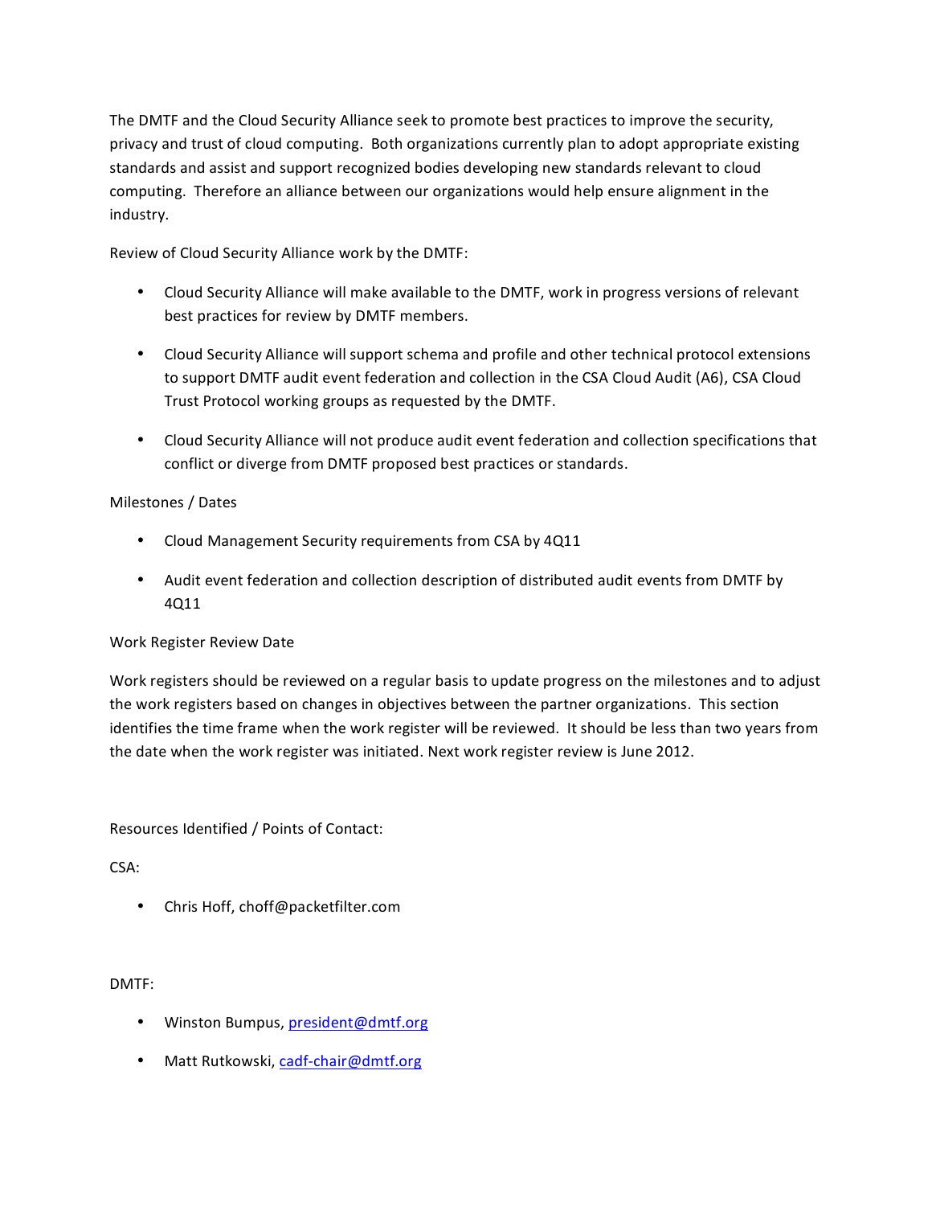The DMTF and the Cloud Security Alliance seek to promote best practices to improve the security, privacy and trust of cloud computing. Both organizations currently plan to adopt appropriate existing standards and assist and support recognized bodies developing new standards relevant to cloud computing. Therefore an alliance between our organizations would help ensure alignment in the industry.

Review of Cloud Security Alliance work by the DMTF:

- Cloud Security Alliance will make available to the DMTF, work in progress versions of relevant best practices for review by DMTF members.
- Cloud Security Alliance will support schema and profile and other technical protocol extensions to support DMTF audit event federation and collection in the CSA Cloud Audit (A6), CSA Cloud Trust Protocol working groups as requested by the DMTF.
- Cloud Security Alliance will not produce audit event federation and collection specifications that conflict or diverge from DMTF proposed best practices or standards.

Milestones / Dates

- Cloud Management Security requirements from CSA by 4Q11
- Audit event federation and collection description of distributed audit events from DMTF by 4Q11

Work Register Review Date

Work registers should be reviewed on a regular basis to update progress on the milestones and to adjust the work registers based on changes in objectives between the partner organizations. This section identifies the time frame when the work register will be reviewed. It should be less than two years from the date when the work register was initiated. Next work register review is June 2012.

Resources Identified / Points of Contact:

CSA:

- Chris Hoff, choff@packetfilter.com

DMTF:

- Winston Bumpus, [president@dmtf.org](mailto:president@dmtf.org)
- Matt Rutkowski, [cadf-chair@dmtf.org](mailto:cadf-chair@dmtf.org)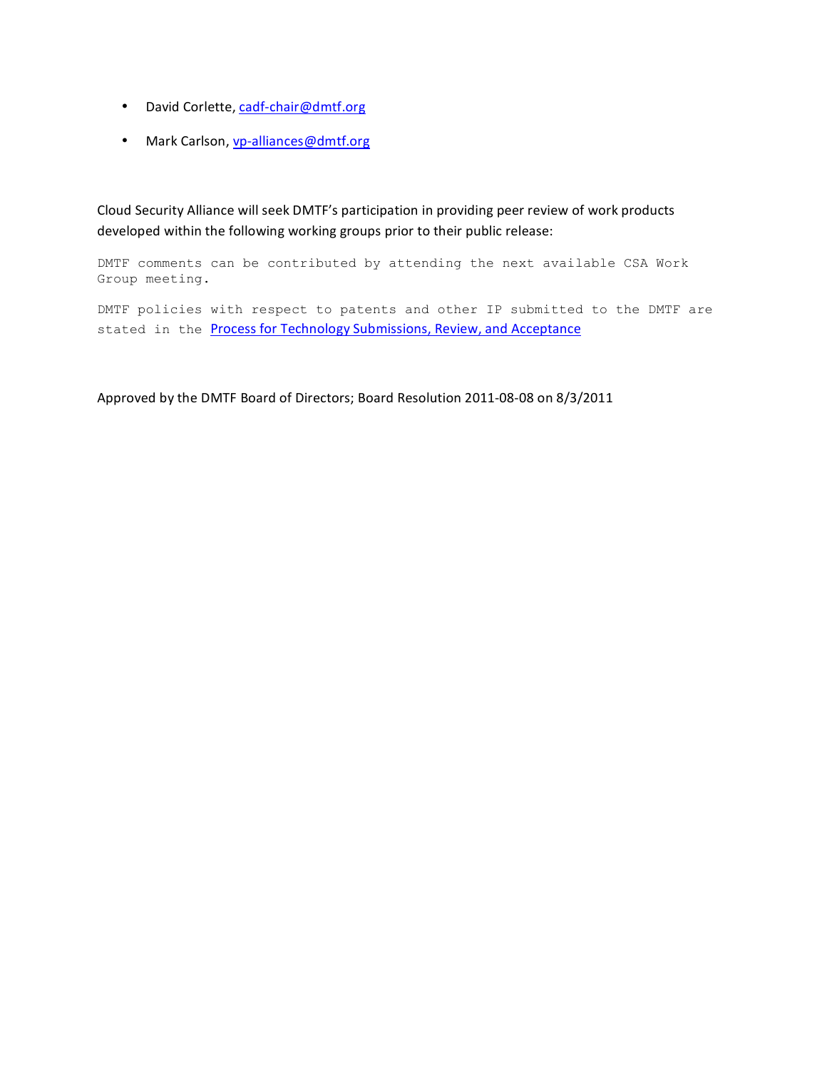- David Corlette, cadf-chair@dmtf.org
- Mark Carlson, vp-alliances@dmtf.org

Cloud Security Alliance will seek DMTF's participation in providing peer review of work products developed within the following working groups prior to their public release:

DMTF comments can be contributed by attending the next available CSA Work Group meeting.

DMTF policies with respect to patents and other IP submitted to the DMTF are stated in the Process for Technology Submissions, Review, and Acceptance

Approved by the DMTF Board of Directors; Board Resolution 2011-08-08 on 8/3/2011